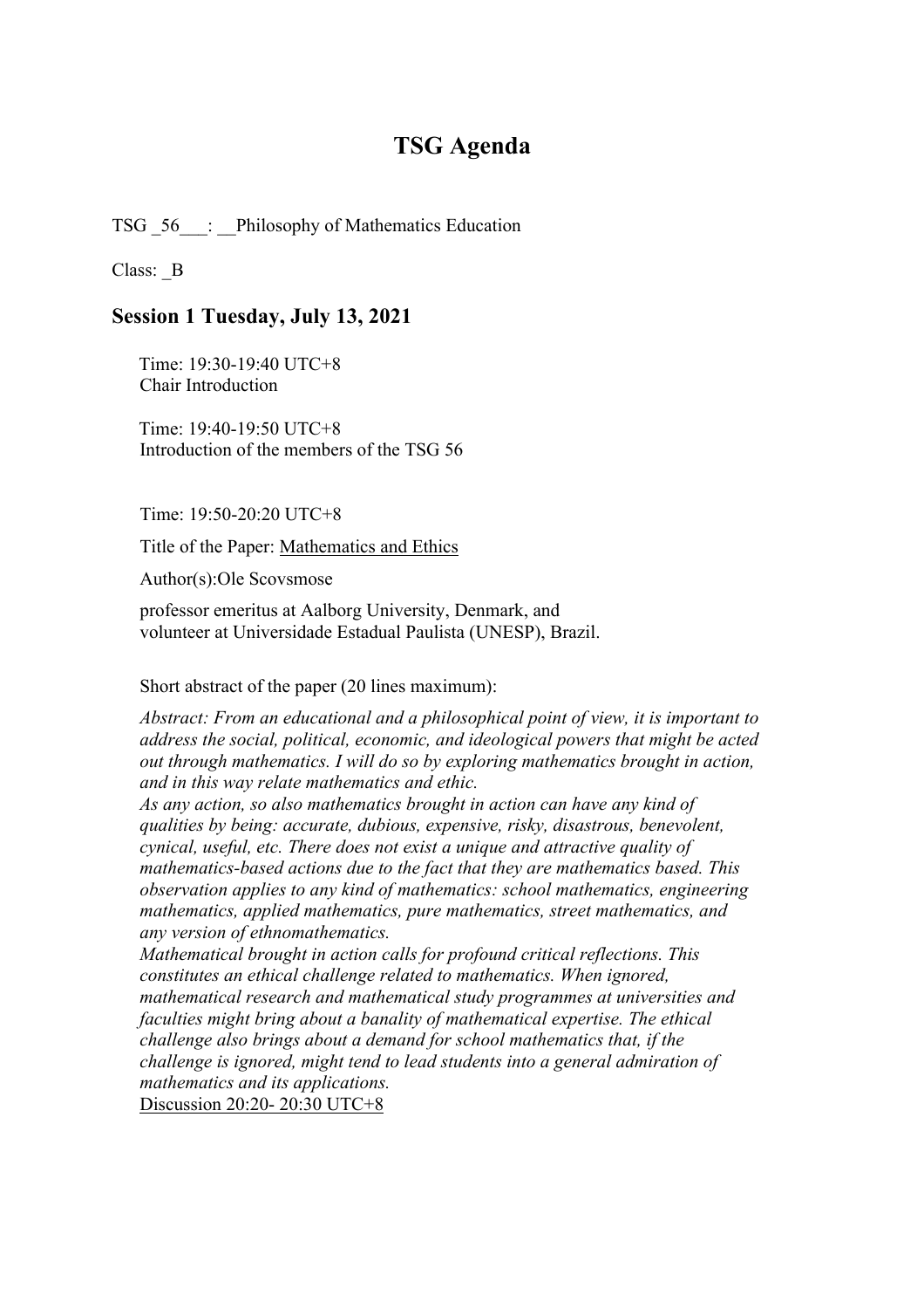# TSG Agenda

TSG _56___: __Philosophy of Mathematics Education

Class: _B

## Session 1 Tuesday, July 13, 2021

Time: 19:30-19:40 UTC+8
Chair Introduction

Time: 19:40-19:50 UTC+8
Introduction of the members of the TSG 56

Time: 19:50-20:20 UTC+8

Title of the Paper: Mathematics and Ethics

Author(s):Ole Scovsmose

professor emeritus at Aalborg University, Denmark, and
volunteer at Universidade Estadual Paulista (UNESP), Brazil.

Short abstract of the paper (20 lines maximum):

*Abstract: From an educational and a philosophical point of view, it is important to address the social, political, economic, and ideological powers that might be acted out through mathematics. I will do so by exploring mathematics brought in action, and in this way relate mathematics and ethic.*
*As any action, so also mathematics brought in action can have any kind of qualities by being: accurate, dubious, expensive, risky, disastrous, benevolent, cynical, useful, etc. There does not exist a unique and attractive quality of mathematics-based actions due to the fact that they are mathematics based. This observation applies to any kind of mathematics: school mathematics, engineering mathematics, applied mathematics, pure mathematics, street mathematics, and any version of ethnomathematics.*
*Mathematical brought in action calls for profound critical reflections. This constitutes an ethical challenge related to mathematics. When ignored, mathematical research and mathematical study programmes at universities and faculties might bring about a banality of mathematical expertise. The ethical challenge also brings about a demand for school mathematics that, if the challenge is ignored, might tend to lead students into a general admiration of mathematics and its applications.*
Discussion 20:20- 20:30 UTC+8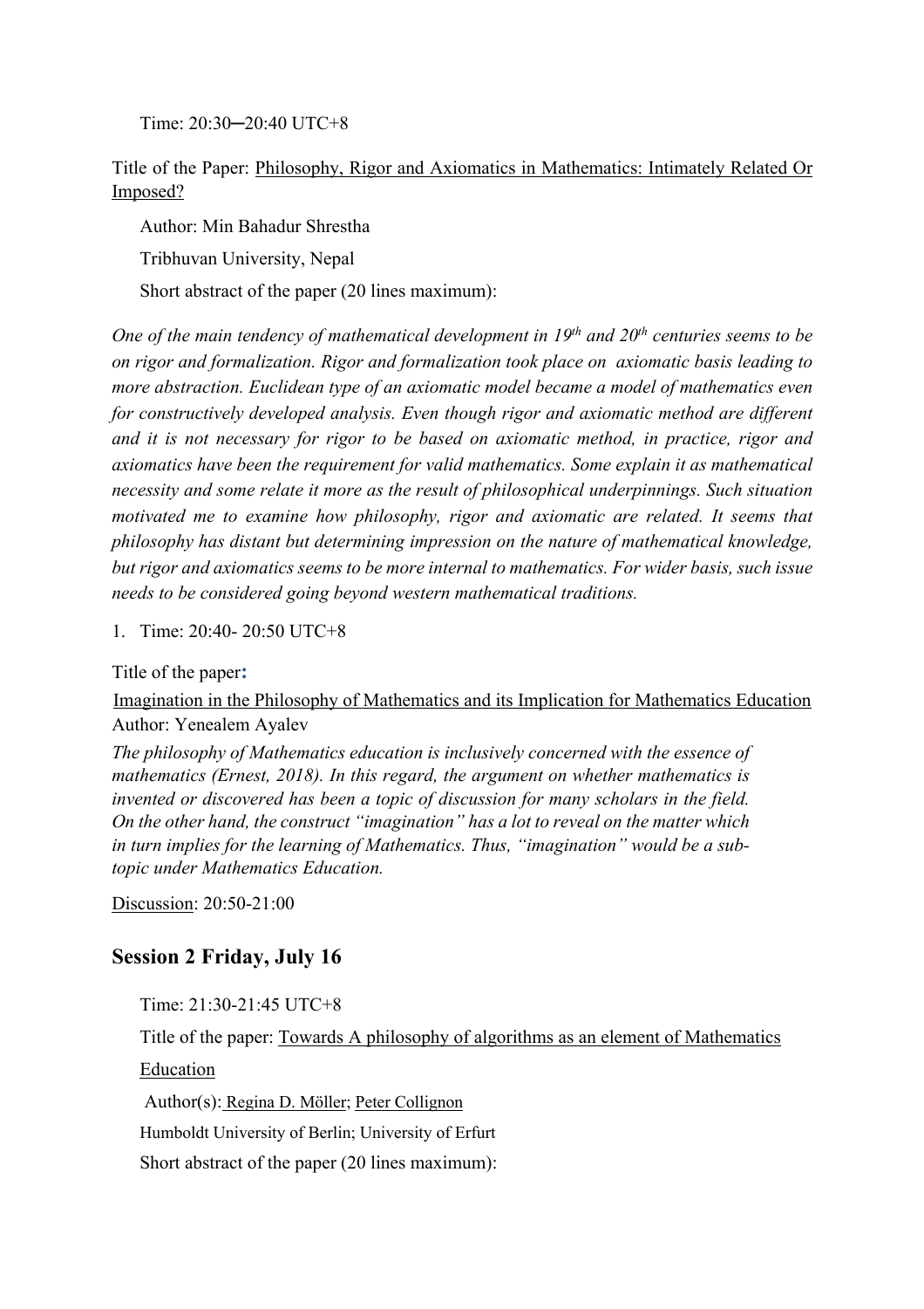Time: 20:30─20:40 UTC+8

Title of the Paper: Philosophy, Rigor and Axiomatics in Mathematics: Intimately Related Or Imposed?

Author: Min Bahadur Shrestha

Tribhuvan University, Nepal

Short abstract of the paper (20 lines maximum):

*One of the main tendency of mathematical development in 19th and 20th centuries seems to be on rigor and formalization. Rigor and formalization took place on axiomatic basis leading to more abstraction. Euclidean type of an axiomatic model became a model of mathematics even for constructively developed analysis. Even though rigor and axiomatic method are different and it is not necessary for rigor to be based on axiomatic method, in practice, rigor and axiomatics have been the requirement for valid mathematics. Some explain it as mathematical necessity and some relate it more as the result of philosophical underpinnings. Such situation motivated me to examine how philosophy, rigor and axiomatic are related. It seems that philosophy has distant but determining impression on the nature of mathematical knowledge, but rigor and axiomatics seems to be more internal to mathematics. For wider basis, such issue needs to be considered going beyond western mathematical traditions.*

1. Time: 20:40- 20:50 UTC+8

Title of the paper:

Imagination in the Philosophy of Mathematics and its Implication for Mathematics Education

Author: Yenealem Ayalev

*The philosophy of Mathematics education is inclusively concerned with the essence of mathematics (Ernest, 2018). In this regard, the argument on whether mathematics is invented or discovered has been a topic of discussion for many scholars in the field. On the other hand, the construct "imagination" has a lot to reveal on the matter which in turn implies for the learning of Mathematics. Thus, "imagination" would be a sub-topic under Mathematics Education.*

Discussion: 20:50-21:00

## Session 2 Friday, July 16

Time: 21:30-21:45 UTC+8

Title of the paper: Towards A philosophy of algorithms as an element of Mathematics Education

Author(s): Regina D. Möller; Peter Collignon

Humboldt University of Berlin; University of Erfurt

Short abstract of the paper (20 lines maximum):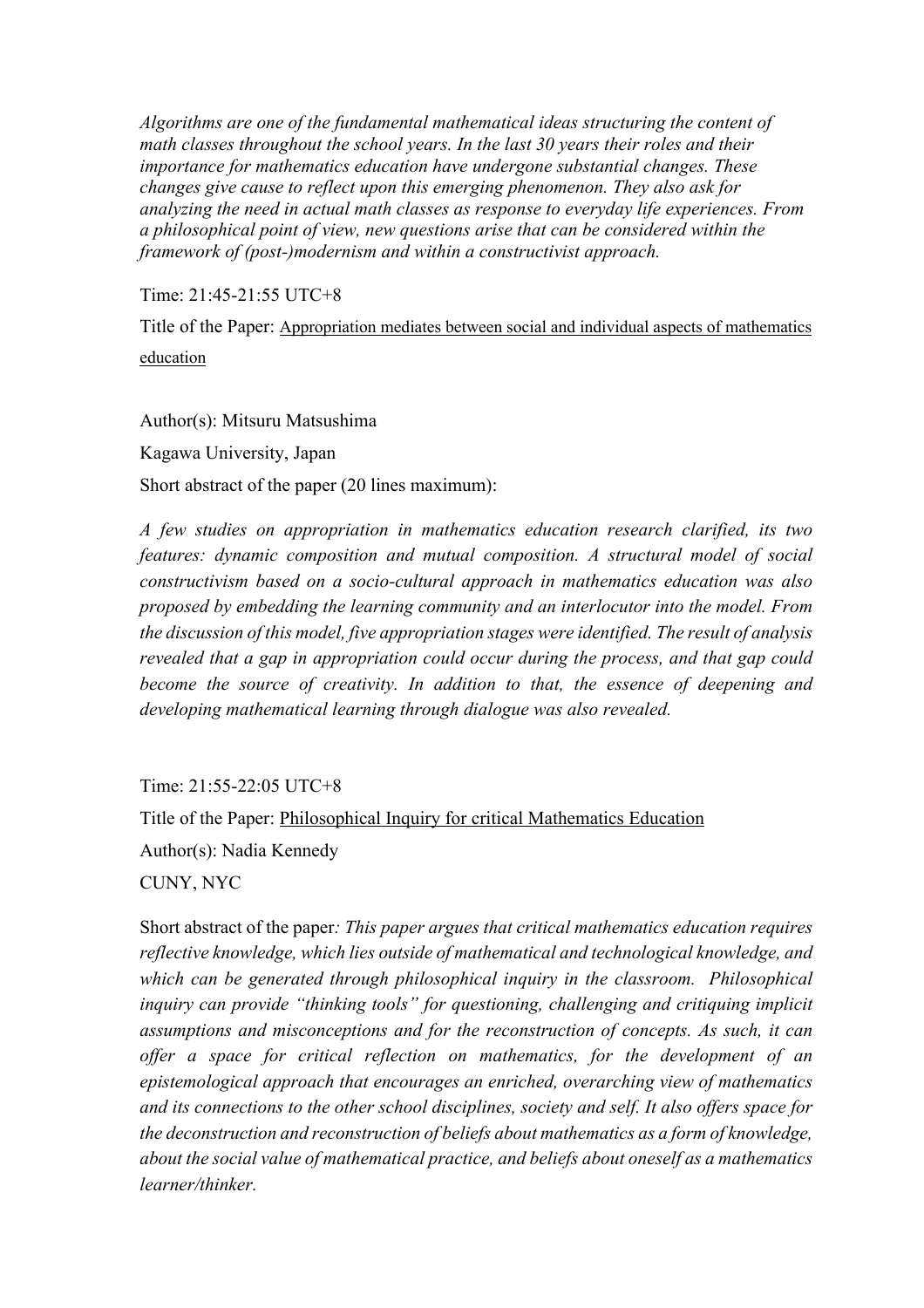*Algorithms are one of the fundamental mathematical ideas structuring the content of math classes throughout the school years. In the last 30 years their roles and their importance for mathematics education have undergone substantial changes. These changes give cause to reflect upon this emerging phenomenon. They also ask for analyzing the need in actual math classes as response to everyday life experiences. From a philosophical point of view, new questions arise that can be considered within the framework of (post-)modernism and within a constructivist approach.*

Time: 21:45-21:55 UTC+8

Title of the Paper: Appropriation mediates between social and individual aspects of mathematics education

Author(s): Mitsuru Matsushima

Kagawa University, Japan

Short abstract of the paper (20 lines maximum):

*A few studies on appropriation in mathematics education research clarified, its two features: dynamic composition and mutual composition. A structural model of social constructivism based on a socio-cultural approach in mathematics education was also proposed by embedding the learning community and an interlocutor into the model. From the discussion of this model, five appropriation stages were identified. The result of analysis revealed that a gap in appropriation could occur during the process, and that gap could become the source of creativity. In addition to that, the essence of deepening and developing mathematical learning through dialogue was also revealed.*

Time: 21:55-22:05 UTC+8

Title of the Paper: Philosophical Inquiry for critical Mathematics Education

Author(s): Nadia Kennedy

CUNY, NYC

Short abstract of the paper*: This paper argues that critical mathematics education requires reflective knowledge, which lies outside of mathematical and technological knowledge, and which can be generated through philosophical inquiry in the classroom. Philosophical inquiry can provide "thinking tools" for questioning, challenging and critiquing implicit assumptions and misconceptions and for the reconstruction of concepts. As such, it can offer a space for critical reflection on mathematics, for the development of an epistemological approach that encourages an enriched, overarching view of mathematics and its connections to the other school disciplines, society and self. It also offers space for the deconstruction and reconstruction of beliefs about mathematics as a form of knowledge, about the social value of mathematical practice, and beliefs about oneself as a mathematics learner/thinker.*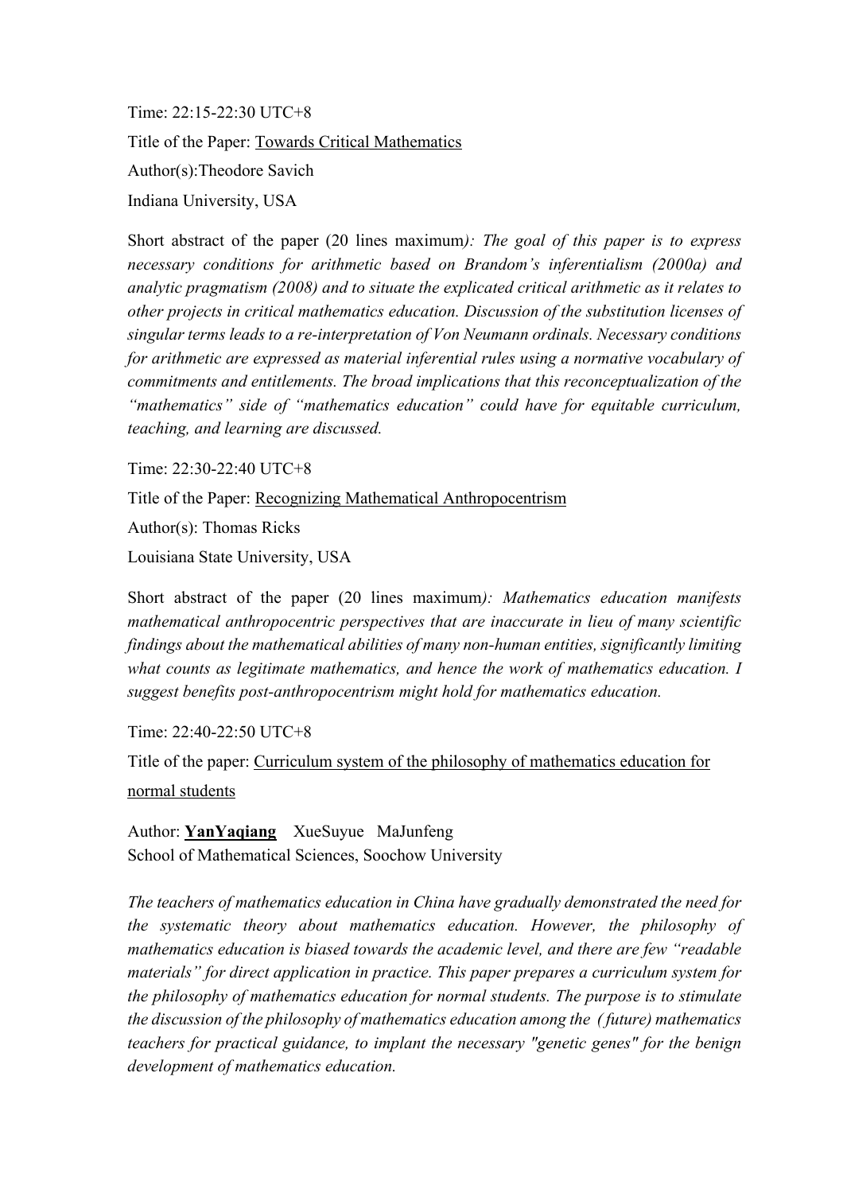Time: 22:15-22:30 UTC+8

Title of the Paper: Towards Critical Mathematics

Author(s):Theodore Savich

Indiana University, USA

Short abstract of the paper (20 lines maximum*): The goal of this paper is to express necessary conditions for arithmetic based on Brandom's inferentialism (2000a) and analytic pragmatism (2008) and to situate the explicated critical arithmetic as it relates to other projects in critical mathematics education. Discussion of the substitution licenses of singular terms leads to a re-interpretation of Von Neumann ordinals. Necessary conditions for arithmetic are expressed as material inferential rules using a normative vocabulary of commitments and entitlements. The broad implications that this reconceptualization of the "mathematics" side of "mathematics education" could have for equitable curriculum, teaching, and learning are discussed.*

Time: 22:30-22:40 UTC+8

Title of the Paper: Recognizing Mathematical Anthropocentrism

Author(s): Thomas Ricks

Louisiana State University, USA

Short abstract of the paper (20 lines maximum*): Mathematics education manifests mathematical anthropocentric perspectives that are inaccurate in lieu of many scientific findings about the mathematical abilities of many non-human entities, significantly limiting what counts as legitimate mathematics, and hence the work of mathematics education. I suggest benefits post-anthropocentrism might hold for mathematics education.*

Time: 22:40-22:50 UTC+8

Title of the paper: Curriculum system of the philosophy of mathematics education for normal students

Author: **YanYaqiang** XueSuyue MaJunfeng

School of Mathematical Sciences, Soochow University

*The teachers of mathematics education in China have gradually demonstrated the need for the systematic theory about mathematics education. However, the philosophy of mathematics education is biased towards the academic level, and there are few "readable materials" for direct application in practice. This paper prepares a curriculum system for the philosophy of mathematics education for normal students. The purpose is to stimulate the discussion of the philosophy of mathematics education among the (future) mathematics teachers for practical guidance, to implant the necessary "genetic genes" for the benign development of mathematics education.*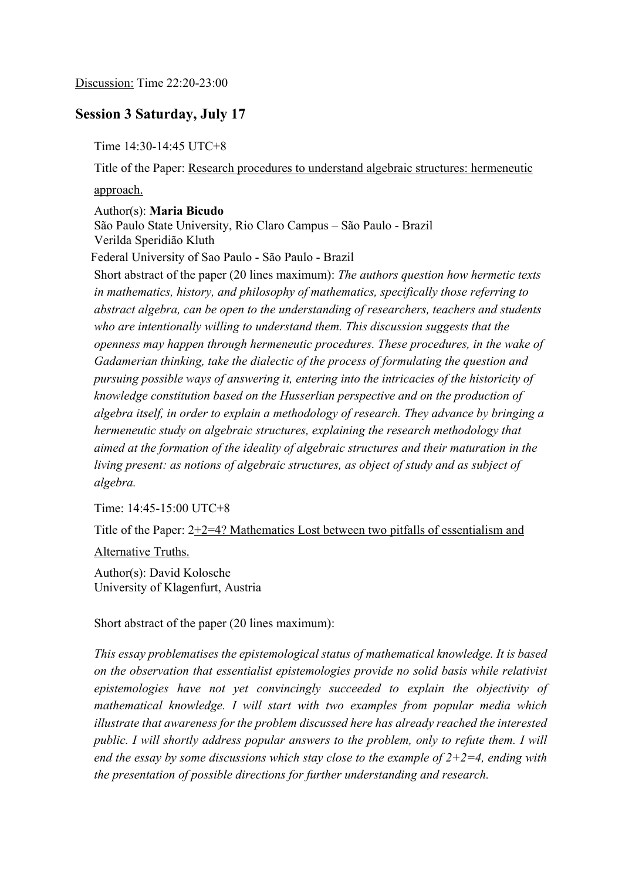Discussion: Time 22:20-23:00

## Session 3 Saturday, July 17

Time 14:30-14:45 UTC+8

Title of the Paper: Research procedures to understand algebraic structures: hermeneutic approach.

Author(s): **Maria Bicudo**
São Paulo State University, Rio Claro Campus – São Paulo - Brazil
Verilda Speridião Kluth
Federal University of Sao Paulo - São Paulo - Brazil

Short abstract of the paper (20 lines maximum): *The authors question how hermetic texts in mathematics, history, and philosophy of mathematics, specifically those referring to abstract algebra, can be open to the understanding of researchers, teachers and students who are intentionally willing to understand them. This discussion suggests that the openness may happen through hermeneutic procedures. These procedures, in the wake of Gadamerian thinking, take the dialectic of the process of formulating the question and pursuing possible ways of answering it, entering into the intricacies of the historicity of knowledge constitution based on the Husserlian perspective and on the production of algebra itself, in order to explain a methodology of research. They advance by bringing a hermeneutic study on algebraic structures, explaining the research methodology that aimed at the formation of the ideality of algebraic structures and their maturation in the living present: as notions of algebraic structures, as object of study and as subject of algebra.*

Time: 14:45-15:00 UTC+8

Title of the Paper: 2+2=4? Mathematics Lost between two pitfalls of essentialism and Alternative Truths.

Author(s): David Kolosche
University of Klagenfurt, Austria

Short abstract of the paper (20 lines maximum):

*This essay problematises the epistemological status of mathematical knowledge. It is based on the observation that essentialist epistemologies provide no solid basis while relativist epistemologies have not yet convincingly succeeded to explain the objectivity of mathematical knowledge. I will start with two examples from popular media which illustrate that awareness for the problem discussed here has already reached the interested public. I will shortly address popular answers to the problem, only to refute them. I will end the essay by some discussions which stay close to the example of 2+2=4, ending with the presentation of possible directions for further understanding and research.*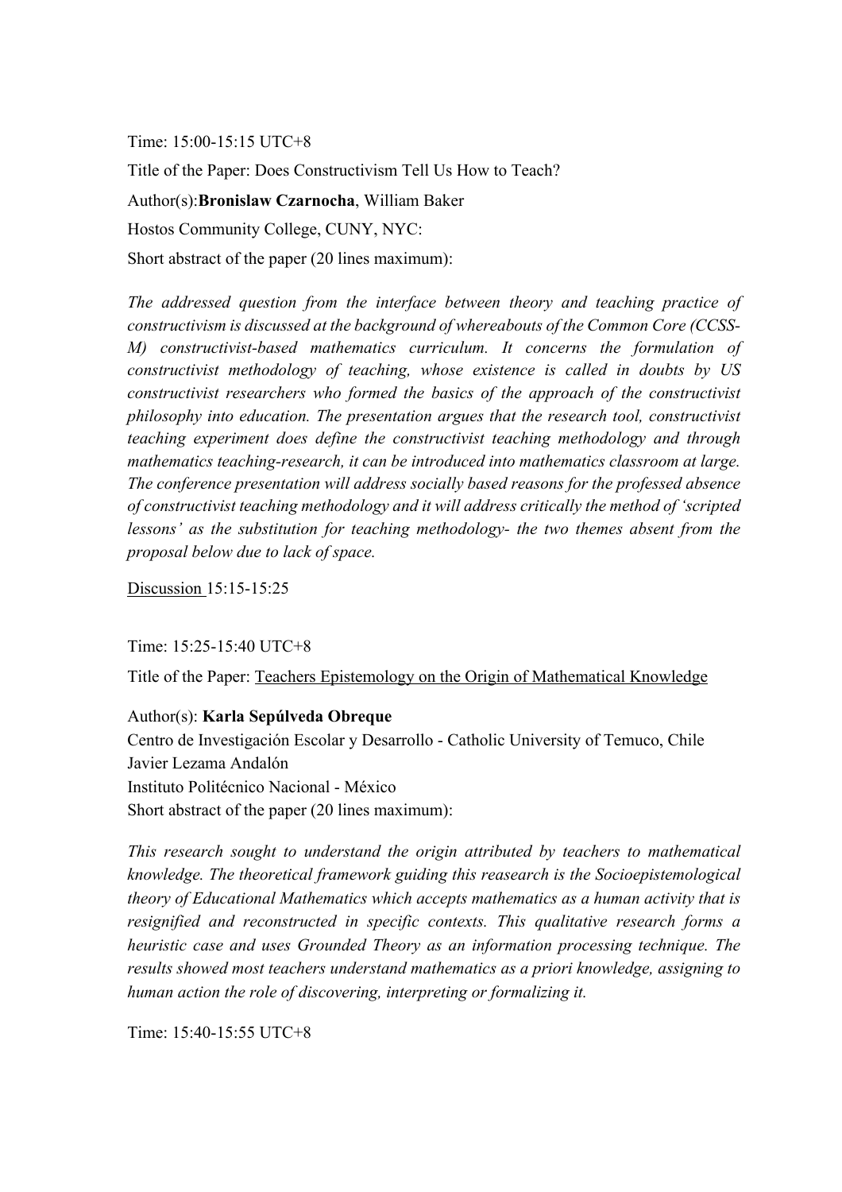Time: 15:00-15:15 UTC+8

Title of the Paper: Does Constructivism Tell Us How to Teach?

Author(s):**Bronislaw Czarnocha**, William Baker

Hostos Community College, CUNY, NYC:

Short abstract of the paper (20 lines maximum):

*The addressed question from the interface between theory and teaching practice of constructivism is discussed at the background of whereabouts of the Common Core (CCSS-M) constructivist-based mathematics curriculum. It concerns the formulation of constructivist methodology of teaching, whose existence is called in doubts by US constructivist researchers who formed the basics of the approach of the constructivist philosophy into education. The presentation argues that the research tool, constructivist teaching experiment does define the constructivist teaching methodology and through mathematics teaching-research, it can be introduced into mathematics classroom at large. The conference presentation will address socially based reasons for the professed absence of constructivist teaching methodology and it will address critically the method of 'scripted lessons' as the substitution for teaching methodology- the two themes absent from the proposal below due to lack of space.*

Discussion 15:15-15:25

Time: 15:25-15:40 UTC+8

Title of the Paper: Teachers Epistemology on the Origin of Mathematical Knowledge

Author(s): **Karla Sepúlveda Obreque**

Centro de Investigación Escolar y Desarrollo - Catholic University of Temuco, Chile

Javier Lezama Andalón

Instituto Politécnico Nacional - México

Short abstract of the paper (20 lines maximum):

*This research sought to understand the origin attributed by teachers to mathematical knowledge. The theoretical framework guiding this reasearch is the Socioepistemological theory of Educational Mathematics which accepts mathematics as a human activity that is resignified and reconstructed in specific contexts. This qualitative research forms a heuristic case and uses Grounded Theory as an information processing technique. The results showed most teachers understand mathematics as a priori knowledge, assigning to human action the role of discovering, interpreting or formalizing it.*

Time: 15:40-15:55 UTC+8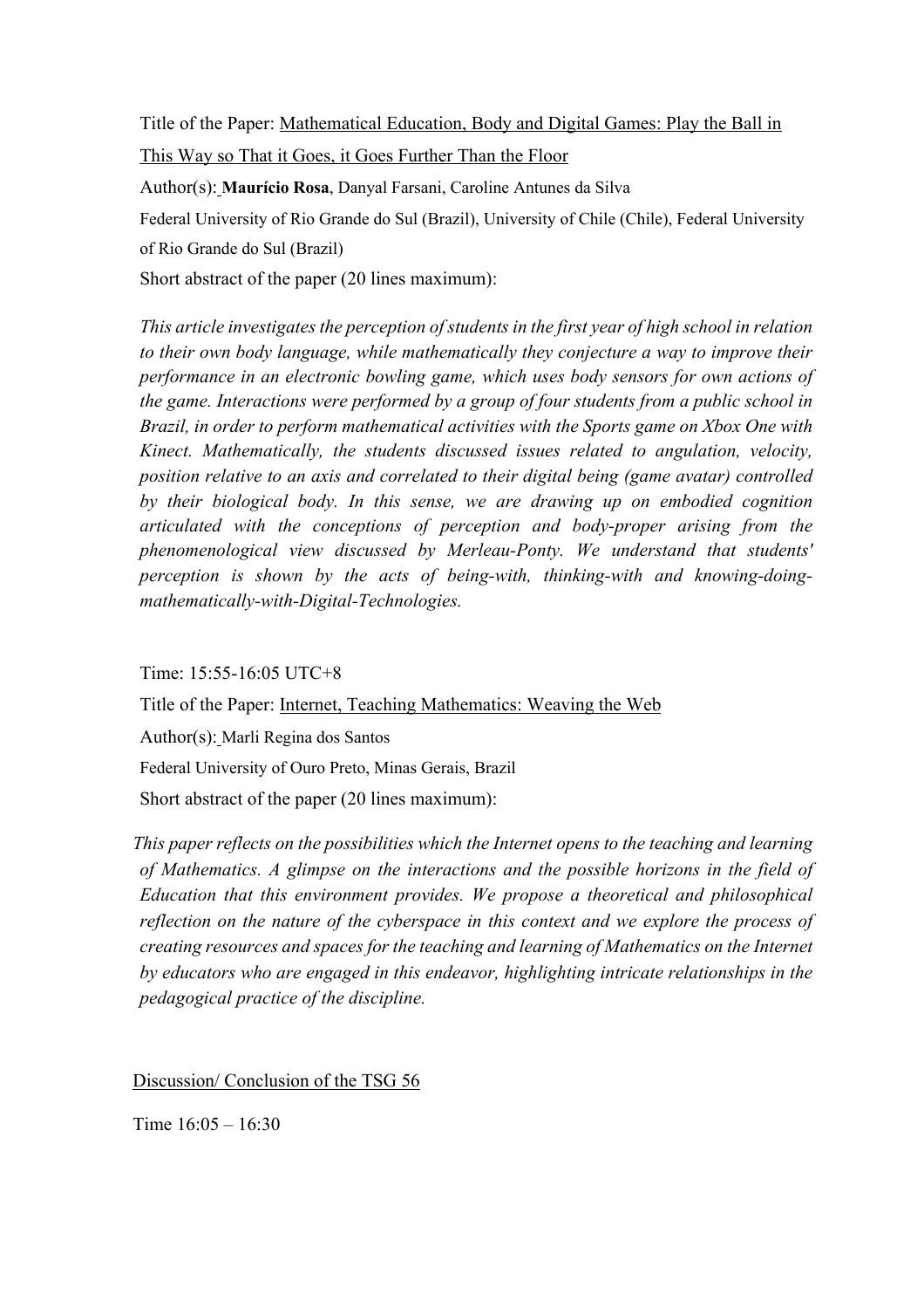Title of the Paper: Mathematical Education, Body and Digital Games: Play the Ball in This Way so That it Goes, it Goes Further Than the Floor

Author(s): **Maurício Rosa**, Danyal Farsani, Caroline Antunes da Silva

Federal University of Rio Grande do Sul (Brazil), University of Chile (Chile), Federal University of Rio Grande do Sul (Brazil)

Short abstract of the paper (20 lines maximum):

*This article investigates the perception of students in the first year of high school in relation to their own body language, while mathematically they conjecture a way to improve their performance in an electronic bowling game, which uses body sensors for own actions of the game. Interactions were performed by a group of four students from a public school in Brazil, in order to perform mathematical activities with the Sports game on Xbox One with Kinect. Mathematically, the students discussed issues related to angulation, velocity, position relative to an axis and correlated to their digital being (game avatar) controlled by their biological body. In this sense, we are drawing up on embodied cognition articulated with the conceptions of perception and body-proper arising from the phenomenological view discussed by Merleau-Ponty. We understand that students' perception is shown by the acts of being-with, thinking-with and knowing-doing-mathematically-with-Digital-Technologies.*

Time: 15:55-16:05 UTC+8

Title of the Paper: Internet, Teaching Mathematics: Weaving the Web

Author(s): Marli Regina dos Santos

Federal University of Ouro Preto, Minas Gerais, Brazil

Short abstract of the paper (20 lines maximum):

*This paper reflects on the possibilities which the Internet opens to the teaching and learning of Mathematics. A glimpse on the interactions and the possible horizons in the field of Education that this environment provides. We propose a theoretical and philosophical reflection on the nature of the cyberspace in this context and we explore the process of creating resources and spaces for the teaching and learning of Mathematics on the Internet by educators who are engaged in this endeavor, highlighting intricate relationships in the pedagogical practice of the discipline.*

Discussion/ Conclusion of the TSG 56

Time 16:05 – 16:30